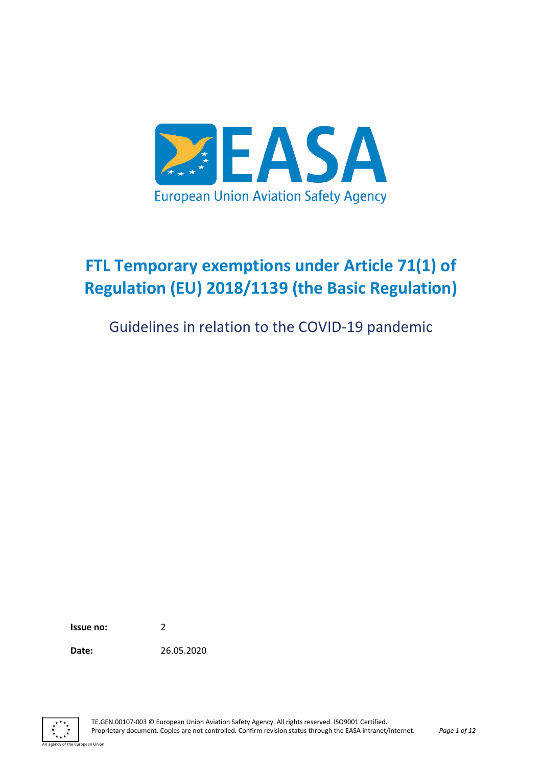# FTL Temporary exemptions under Article 71(1) of Regulation (EU) 2018/1139 (the Basic Regulation)

## Guidelines in relation to the COVID-19 pandemic

**Issue no:** 2

**Date:** 26.05.2020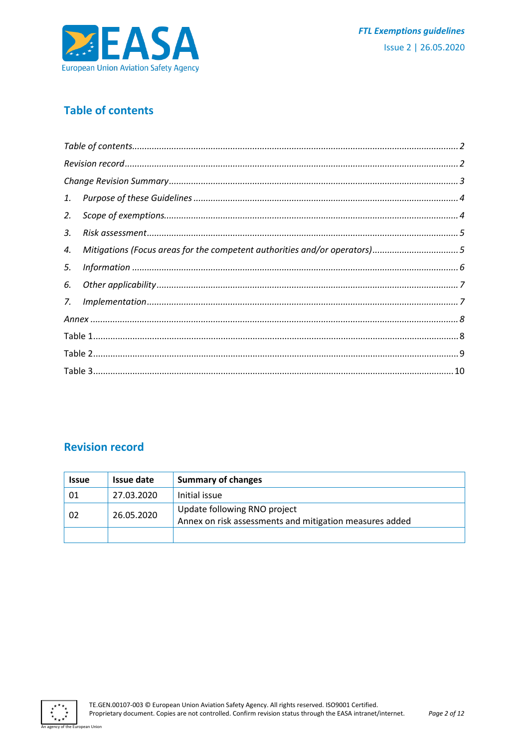## Table of contents

*Table of contents* ........ *2*

*Revision record* ........ *2*

*Change Revision Summary* ........ *3*

1. *Purpose of these Guidelines* ........ *4*
2. *Scope of exemptions* ........ *4*
3. *Risk assessment* ........ *5*
4. *Mitigations (Focus areas for the competent authorities and/or operators)* ........ *5*
5. *Information* ........ *6*
6. *Other applicability* ........ *7*
7. *Implementation* ........ *7*

*Annex* ........ *8*

Table 1 ........ 8

Table 2 ........ 9

Table 3 ........ 10

## Revision record

| Issue | Issue date | Summary of changes |
|---|---|---|
| 01 | 27.03.2020 | Initial issue |
| 02 | 26.05.2020 | Update following RNO project<br>Annex on risk assessments and mitigation measures added |
| | | |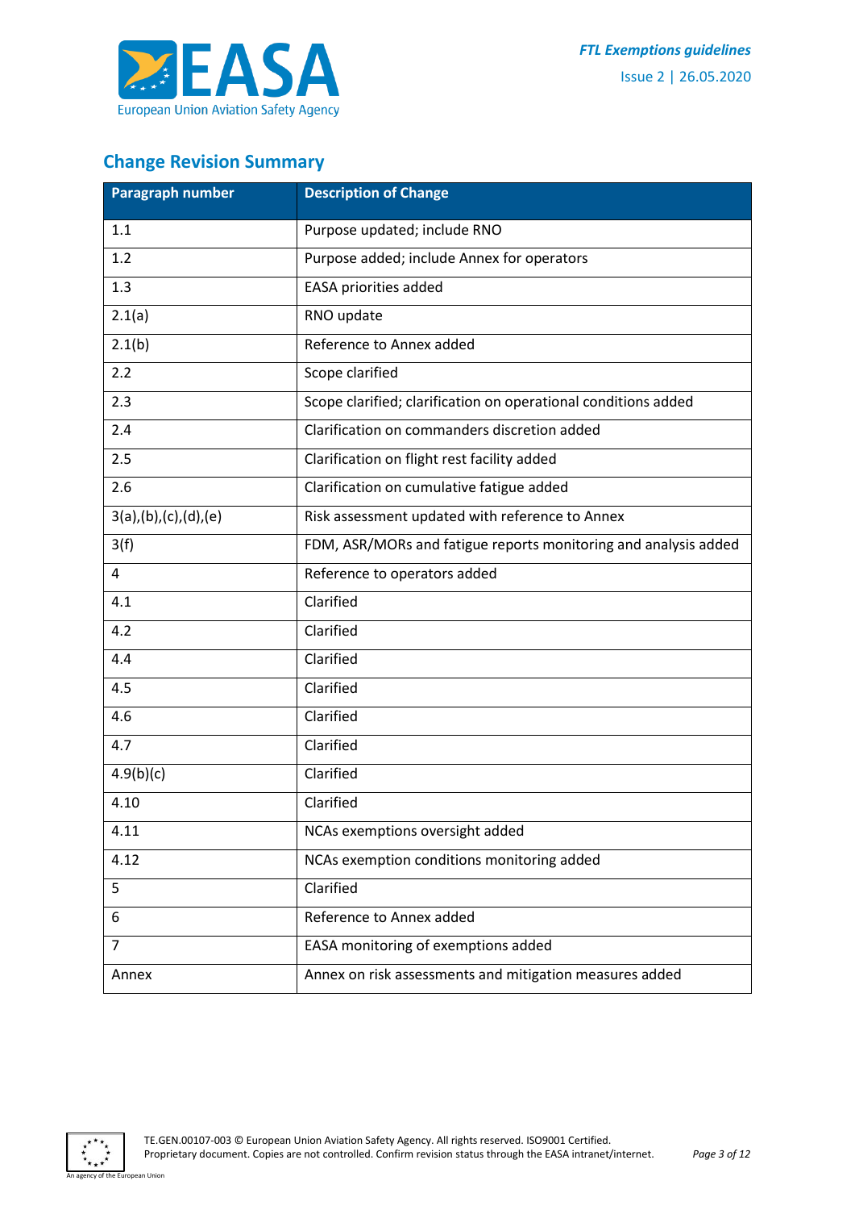## Change Revision Summary

| Paragraph number | Description of Change |
|---|---|
| 1.1 | Purpose updated; include RNO |
| 1.2 | Purpose added; include Annex for operators |
| 1.3 | EASA priorities added |
| 2.1(a) | RNO update |
| 2.1(b) | Reference to Annex added |
| 2.2 | Scope clarified |
| 2.3 | Scope clarified; clarification on operational conditions added |
| 2.4 | Clarification on commanders discretion added |
| 2.5 | Clarification on flight rest facility added |
| 2.6 | Clarification on cumulative fatigue added |
| 3(a),(b),(c),(d),(e) | Risk assessment updated with reference to Annex |
| 3(f) | FDM, ASR/MORs and fatigue reports monitoring and analysis added |
| 4 | Reference to operators added |
| 4.1 | Clarified |
| 4.2 | Clarified |
| 4.4 | Clarified |
| 4.5 | Clarified |
| 4.6 | Clarified |
| 4.7 | Clarified |
| 4.9(b)(c) | Clarified |
| 4.10 | Clarified |
| 4.11 | NCAs exemptions oversight added |
| 4.12 | NCAs exemption conditions monitoring added |
| 5 | Clarified |
| 6 | Reference to Annex added |
| 7 | EASA monitoring of exemptions added |
| Annex | Annex on risk assessments and mitigation measures added |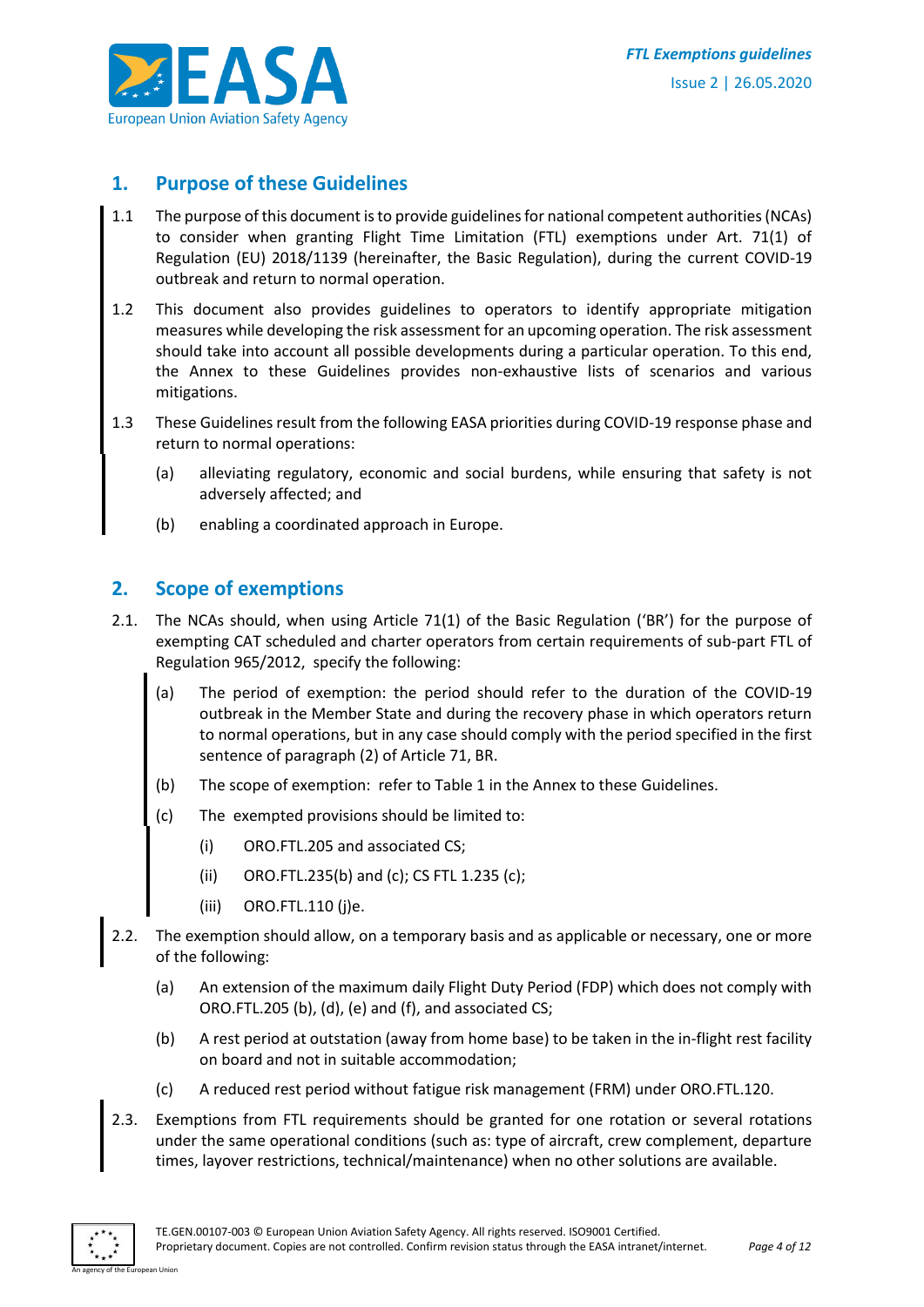## 1. Purpose of these Guidelines

1.1 The purpose of this document is to provide guidelines for national competent authorities (NCAs) to consider when granting Flight Time Limitation (FTL) exemptions under Art. 71(1) of Regulation (EU) 2018/1139 (hereinafter, the Basic Regulation), during the current COVID-19 outbreak and return to normal operation.

1.2 This document also provides guidelines to operators to identify appropriate mitigation measures while developing the risk assessment for an upcoming operation. The risk assessment should take into account all possible developments during a particular operation. To this end, the Annex to these Guidelines provides non-exhaustive lists of scenarios and various mitigations.

1.3 These Guidelines result from the following EASA priorities during COVID-19 response phase and return to normal operations:

(a) alleviating regulatory, economic and social burdens, while ensuring that safety is not adversely affected; and

(b) enabling a coordinated approach in Europe.

## 2. Scope of exemptions

2.1. The NCAs should, when using Article 71(1) of the Basic Regulation ('BR') for the purpose of exempting CAT scheduled and charter operators from certain requirements of sub-part FTL of Regulation 965/2012, specify the following:

(a) The period of exemption: the period should refer to the duration of the COVID-19 outbreak in the Member State and during the recovery phase in which operators return to normal operations, but in any case should comply with the period specified in the first sentence of paragraph (2) of Article 71, BR.

(b) The scope of exemption: refer to Table 1 in the Annex to these Guidelines.

(c) The exempted provisions should be limited to:

(i) ORO.FTL.205 and associated CS;

(ii) ORO.FTL.235(b) and (c); CS FTL 1.235 (c);

(iii) ORO.FTL.110 (j)e.

2.2. The exemption should allow, on a temporary basis and as applicable or necessary, one or more of the following:

(a) An extension of the maximum daily Flight Duty Period (FDP) which does not comply with ORO.FTL.205 (b), (d), (e) and (f), and associated CS;

(b) A rest period at outstation (away from home base) to be taken in the in-flight rest facility on board and not in suitable accommodation;

(c) A reduced rest period without fatigue risk management (FRM) under ORO.FTL.120.

2.3. Exemptions from FTL requirements should be granted for one rotation or several rotations under the same operational conditions (such as: type of aircraft, crew complement, departure times, layover restrictions, technical/maintenance) when no other solutions are available.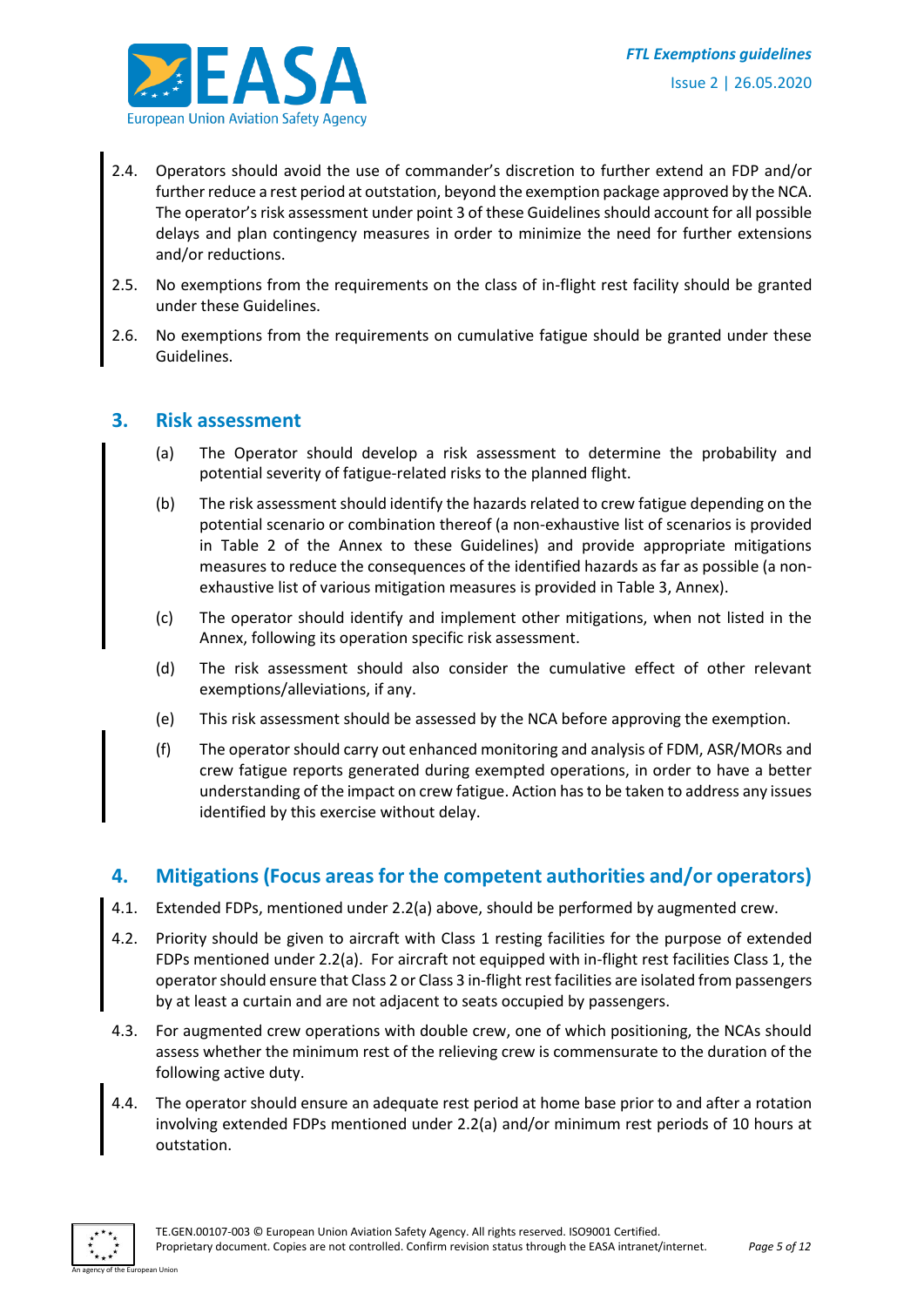2.4. Operators should avoid the use of commander's discretion to further extend an FDP and/or further reduce a rest period at outstation, beyond the exemption package approved by the NCA. The operator's risk assessment under point 3 of these Guidelines should account for all possible delays and plan contingency measures in order to minimize the need for further extensions and/or reductions.

2.5. No exemptions from the requirements on the class of in-flight rest facility should be granted under these Guidelines.

2.6. No exemptions from the requirements on cumulative fatigue should be granted under these Guidelines.

## 3. Risk assessment

(a) The Operator should develop a risk assessment to determine the probability and potential severity of fatigue-related risks to the planned flight.

(b) The risk assessment should identify the hazards related to crew fatigue depending on the potential scenario or combination thereof (a non-exhaustive list of scenarios is provided in Table 2 of the Annex to these Guidelines) and provide appropriate mitigations measures to reduce the consequences of the identified hazards as far as possible (a non-exhaustive list of various mitigation measures is provided in Table 3, Annex).

(c) The operator should identify and implement other mitigations, when not listed in the Annex, following its operation specific risk assessment.

(d) The risk assessment should also consider the cumulative effect of other relevant exemptions/alleviations, if any.

(e) This risk assessment should be assessed by the NCA before approving the exemption.

(f) The operator should carry out enhanced monitoring and analysis of FDM, ASR/MORs and crew fatigue reports generated during exempted operations, in order to have a better understanding of the impact on crew fatigue. Action has to be taken to address any issues identified by this exercise without delay.

## 4. Mitigations (Focus areas for the competent authorities and/or operators)

4.1. Extended FDPs, mentioned under 2.2(a) above, should be performed by augmented crew.

4.2. Priority should be given to aircraft with Class 1 resting facilities for the purpose of extended FDPs mentioned under 2.2(a). For aircraft not equipped with in-flight rest facilities Class 1, the operator should ensure that Class 2 or Class 3 in-flight rest facilities are isolated from passengers by at least a curtain and are not adjacent to seats occupied by passengers.

4.3. For augmented crew operations with double crew, one of which positioning, the NCAs should assess whether the minimum rest of the relieving crew is commensurate to the duration of the following active duty.

4.4. The operator should ensure an adequate rest period at home base prior to and after a rotation involving extended FDPs mentioned under 2.2(a) and/or minimum rest periods of 10 hours at outstation.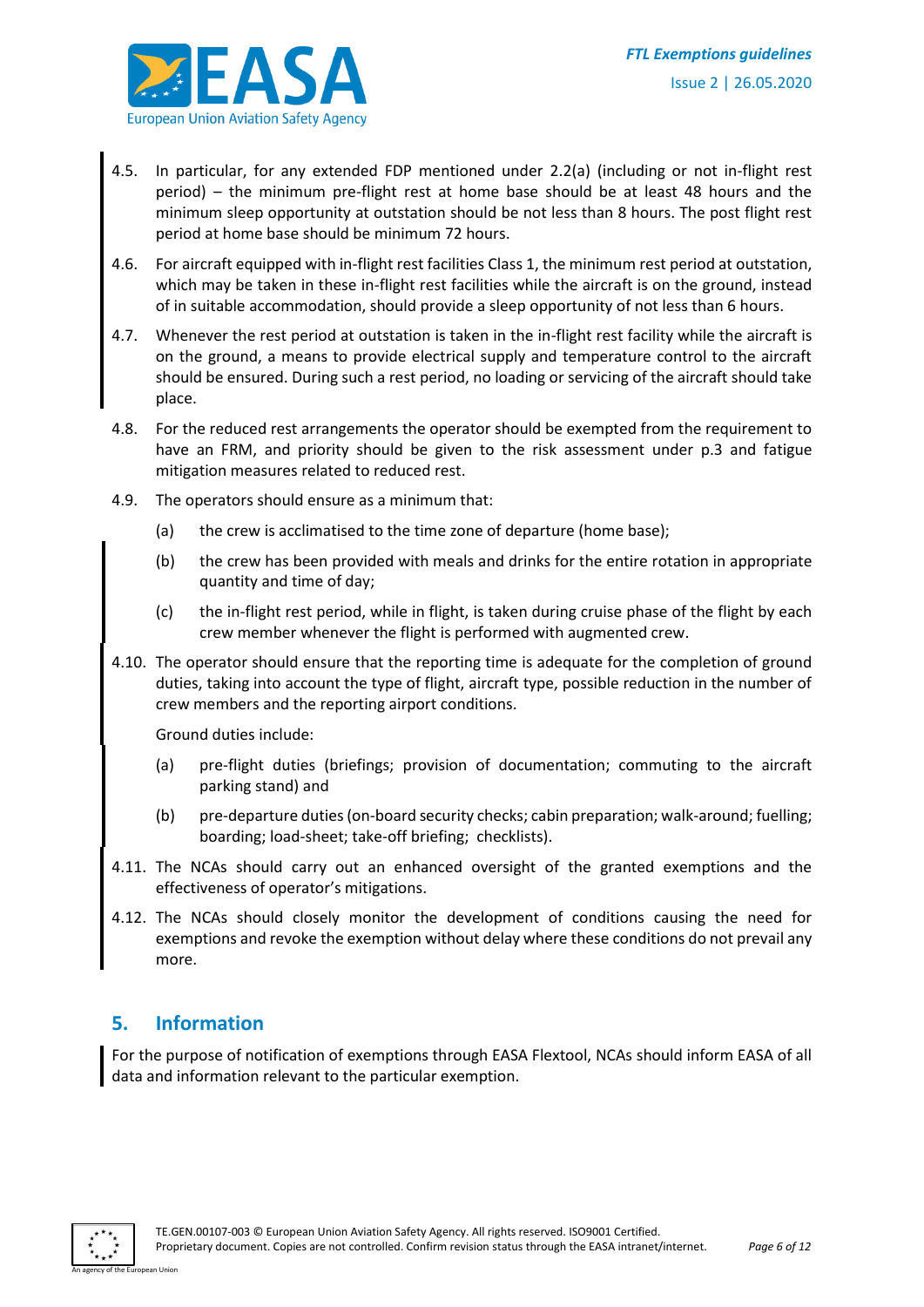4.5. In particular, for any extended FDP mentioned under 2.2(a) (including or not in-flight rest period) – the minimum pre-flight rest at home base should be at least 48 hours and the minimum sleep opportunity at outstation should be not less than 8 hours. The post flight rest period at home base should be minimum 72 hours.

4.6. For aircraft equipped with in-flight rest facilities Class 1, the minimum rest period at outstation, which may be taken in these in-flight rest facilities while the aircraft is on the ground, instead of in suitable accommodation, should provide a sleep opportunity of not less than 6 hours.

4.7. Whenever the rest period at outstation is taken in the in-flight rest facility while the aircraft is on the ground, a means to provide electrical supply and temperature control to the aircraft should be ensured. During such a rest period, no loading or servicing of the aircraft should take place.

4.8. For the reduced rest arrangements the operator should be exempted from the requirement to have an FRM, and priority should be given to the risk assessment under p.3 and fatigue mitigation measures related to reduced rest.

4.9. The operators should ensure as a minimum that:

(a) the crew is acclimatised to the time zone of departure (home base);

(b) the crew has been provided with meals and drinks for the entire rotation in appropriate quantity and time of day;

(c) the in-flight rest period, while in flight, is taken during cruise phase of the flight by each crew member whenever the flight is performed with augmented crew.

4.10. The operator should ensure that the reporting time is adequate for the completion of ground duties, taking into account the type of flight, aircraft type, possible reduction in the number of crew members and the reporting airport conditions.

Ground duties include:

(a) pre-flight duties (briefings; provision of documentation; commuting to the aircraft parking stand) and

(b) pre-departure duties (on-board security checks; cabin preparation; walk-around; fuelling; boarding; load-sheet; take-off briefing; checklists).

4.11. The NCAs should carry out an enhanced oversight of the granted exemptions and the effectiveness of operator's mitigations.

4.12. The NCAs should closely monitor the development of conditions causing the need for exemptions and revoke the exemption without delay where these conditions do not prevail any more.

## 5. Information

For the purpose of notification of exemptions through EASA Flextool, NCAs should inform EASA of all data and information relevant to the particular exemption.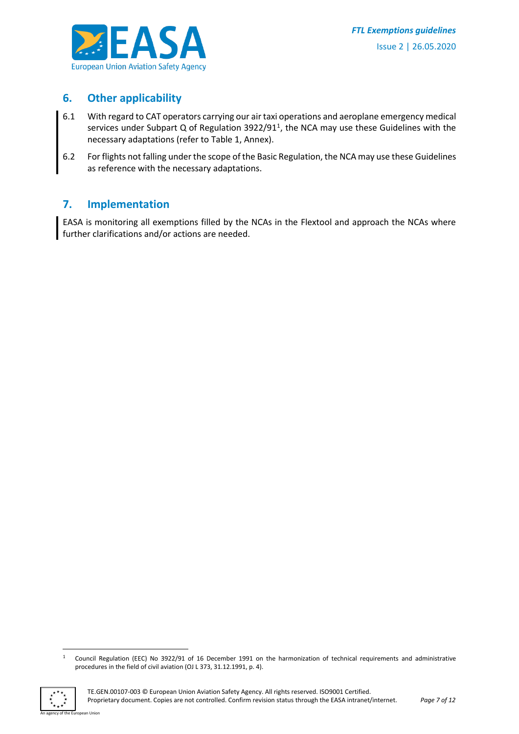## 6. Other applicability

6.1 With regard to CAT operators carrying our air taxi operations and aeroplane emergency medical services under Subpart Q of Regulation 3922/91[1], the NCA may use these Guidelines with the necessary adaptations (refer to Table 1, Annex).

6.2 For flights not falling under the scope of the Basic Regulation, the NCA may use these Guidelines as reference with the necessary adaptations.

## 7. Implementation

EASA is monitoring all exemptions filled by the NCAs in the Flextool and approach the NCAs where further clarifications and/or actions are needed.

---

[1] Council Regulation (EEC) No 3922/91 of 16 December 1991 on the harmonization of technical requirements and administrative procedures in the field of civil aviation (OJ L 373, 31.12.1991, p. 4).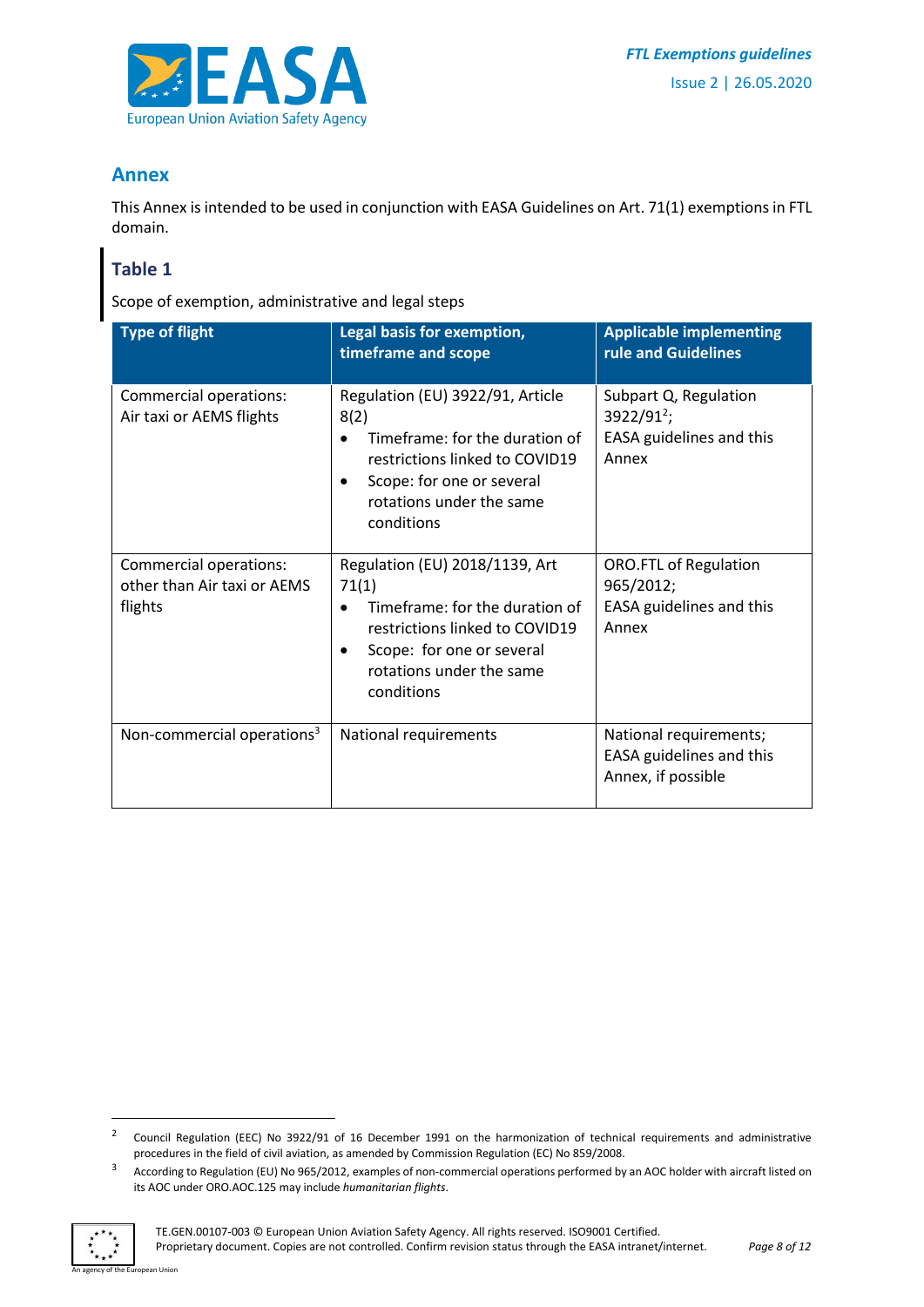## Annex

This Annex is intended to be used in conjunction with EASA Guidelines on Art. 71(1) exemptions in FTL domain.

### Table 1

Scope of exemption, administrative and legal steps

| Type of flight | Legal basis for exemption, timeframe and scope | Applicable implementing rule and Guidelines |
|---|---|---|
| Commercial operations: Air taxi or AEMS flights | Regulation (EU) 3922/91, Article 8(2)<br>• Timeframe: for the duration of restrictions linked to COVID19<br>• Scope: for one or several rotations under the same conditions | Subpart Q, Regulation 3922/91[2];<br>EASA guidelines and this Annex |
| Commercial operations: other than Air taxi or AEMS flights | Regulation (EU) 2018/1139, Art 71(1)<br>• Timeframe: for the duration of restrictions linked to COVID19<br>• Scope: for one or several rotations under the same conditions | ORO.FTL of Regulation 965/2012;<br>EASA guidelines and this Annex |
| Non-commercial operations[3] | National requirements | National requirements;<br>EASA guidelines and this Annex, if possible |

---

[2] Council Regulation (EEC) No 3922/91 of 16 December 1991 on the harmonization of technical requirements and administrative procedures in the field of civil aviation, as amended by Commission Regulation (EC) No 859/2008.

[3] According to Regulation (EU) No 965/2012, examples of non-commercial operations performed by an AOC holder with aircraft listed on its AOC under ORO.AOC.125 may include *humanitarian flights*.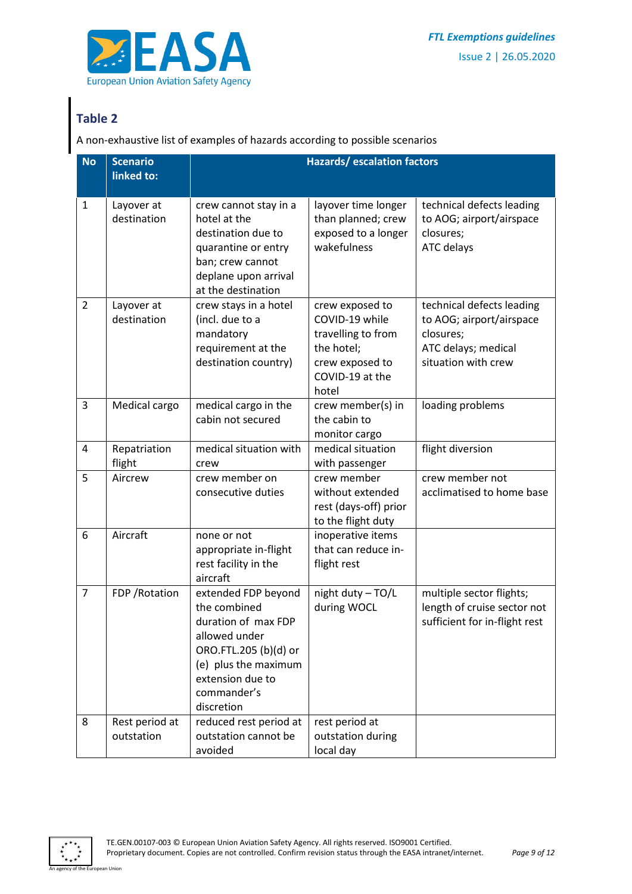## Table 2

A non-exhaustive list of examples of hazards according to possible scenarios

| No | Scenario linked to: | Hazards/ escalation factors | | |
|---|---|---|---|---|
| 1 | Layover at destination | crew cannot stay in a hotel at the destination due to quarantine or entry ban; crew cannot deplane upon arrival at the destination | layover time longer than planned; crew exposed to a longer wakefulness | technical defects leading to AOG; airport/airspace closures; ATC delays |
| 2 | Layover at destination | crew stays in a hotel (incl. due to a mandatory requirement at the destination country) | crew exposed to COVID-19 while travelling to from the hotel; crew exposed to COVID-19 at the hotel | technical defects leading to AOG; airport/airspace closures; ATC delays; medical situation with crew |
| 3 | Medical cargo | medical cargo in the cabin not secured | crew member(s) in the cabin to monitor cargo | loading problems |
| 4 | Repatriation flight | medical situation with crew | medical situation with passenger | flight diversion |
| 5 | Aircrew | crew member on consecutive duties | crew member without extended rest (days-off) prior to the flight duty | crew member not acclimatised to home base |
| 6 | Aircraft | none or not appropriate in-flight rest facility in the aircraft | inoperative items that can reduce in-flight rest | |
| 7 | FDP /Rotation | extended FDP beyond the combined duration of max FDP allowed under ORO.FTL.205 (b)(d) or (e) plus the maximum extension due to commander's discretion | night duty – TO/L during WOCL | multiple sector flights; length of cruise sector not sufficient for in-flight rest |
| 8 | Rest period at outstation | reduced rest period at outstation cannot be avoided | rest period at outstation during local day | |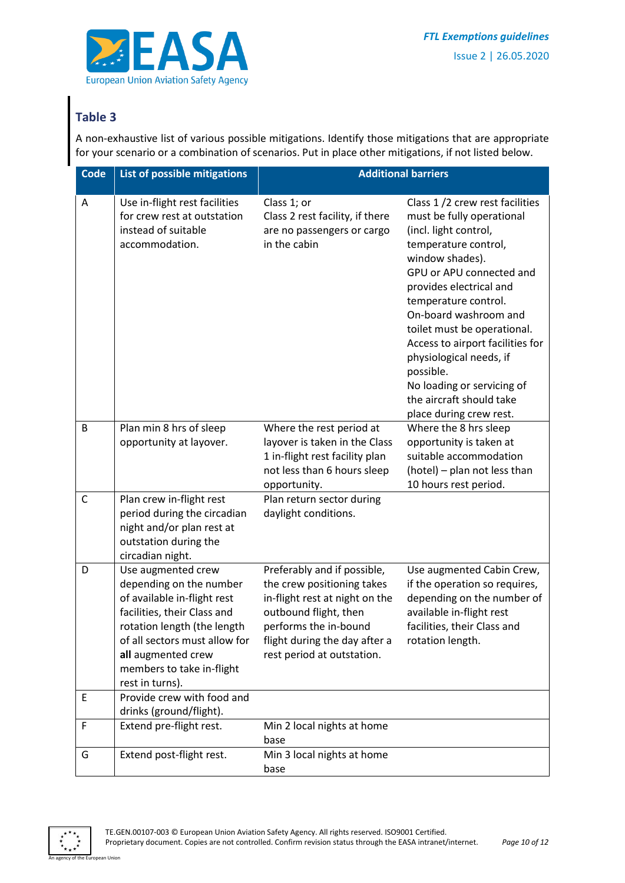## Table 3

A non-exhaustive list of various possible mitigations. Identify those mitigations that are appropriate for your scenario or a combination of scenarios. Put in place other mitigations, if not listed below.

| Code | List of possible mitigations | Additional barriers | |
|---|---|---|---|
| A | Use in-flight rest facilities for crew rest at outstation instead of suitable accommodation. | Class 1; or<br>Class 2 rest facility, if there are no passengers or cargo in the cabin | Class 1 /2 crew rest facilities must be fully operational (incl. light control, temperature control, window shades).<br>GPU or APU connected and provides electrical and temperature control.<br>On-board washroom and toilet must be operational.<br>Access to airport facilities for physiological needs, if possible.<br>No loading or servicing of the aircraft should take place during crew rest. |
| B | Plan min 8 hrs of sleep opportunity at layover. | Where the rest period at layover is taken in the Class 1 in-flight rest facility plan not less than 6 hours sleep opportunity. | Where the 8 hrs sleep opportunity is taken at suitable accommodation (hotel) – plan not less than 10 hours rest period. |
| C | Plan crew in-flight rest period during the circadian night and/or plan rest at outstation during the circadian night. | Plan return sector during daylight conditions. | |
| D | Use augmented crew depending on the number of available in-flight rest facilities, their Class and rotation length (the length of all sectors must allow for **all** augmented crew members to take in-flight rest in turns). | Preferably and if possible, the crew positioning takes in-flight rest at night on the outbound flight, then performs the in-bound flight during the day after a rest period at outstation. | Use augmented Cabin Crew, if the operation so requires, depending on the number of available in-flight rest facilities, their Class and rotation length. |
| E | Provide crew with food and drinks (ground/flight). | | |
| F | Extend pre-flight rest. | Min 2 local nights at home base | |
| G | Extend post-flight rest. | Min 3 local nights at home base | |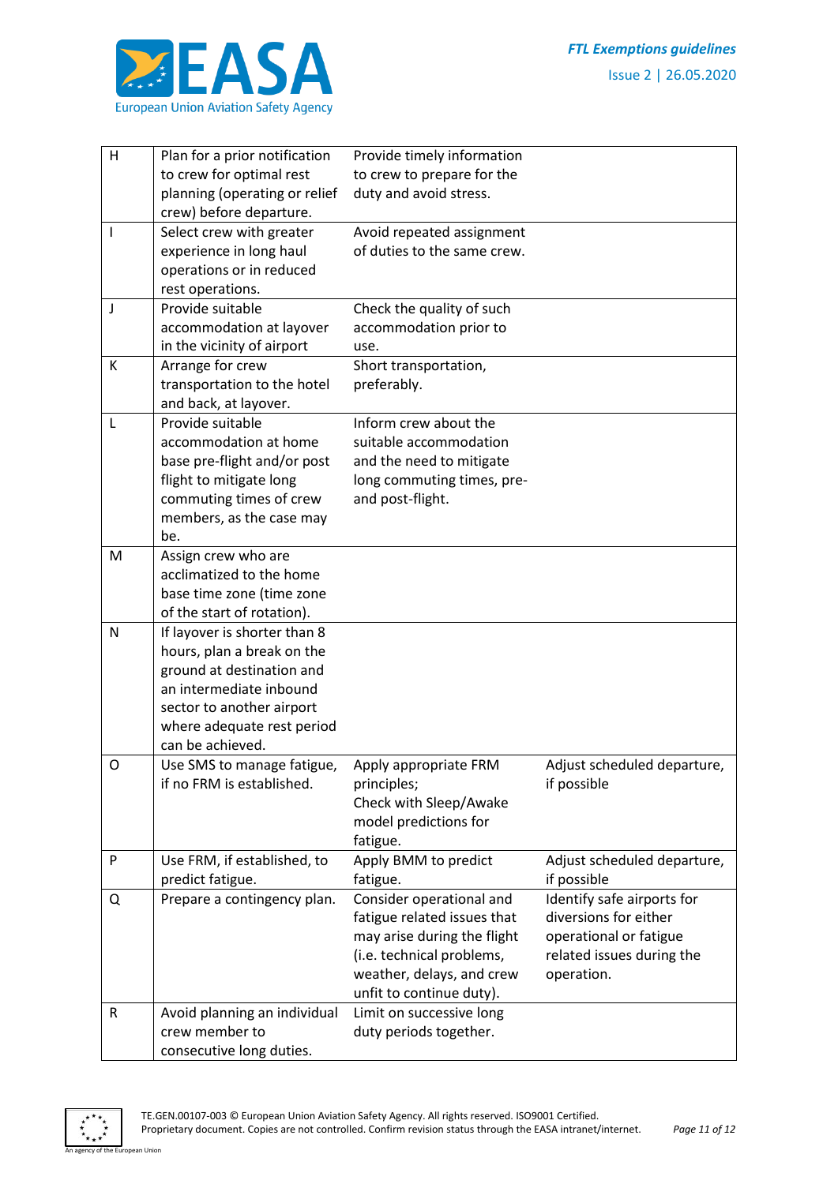| | | | |
|---|---|---|---|
| H | Plan for a prior notification to crew for optimal rest planning (operating or relief crew) before departure. | Provide timely information to crew to prepare for the duty and avoid stress. | |
| I | Select crew with greater experience in long haul operations or in reduced rest operations. | Avoid repeated assignment of duties to the same crew. | |
| J | Provide suitable accommodation at layover in the vicinity of airport | Check the quality of such accommodation prior to use. | |
| K | Arrange for crew transportation to the hotel and back, at layover. | Short transportation, preferably. | |
| L | Provide suitable accommodation at home base pre-flight and/or post flight to mitigate long commuting times of crew members, as the case may be. | Inform crew about the suitable accommodation and the need to mitigate long commuting times, pre- and post-flight. | |
| M | Assign crew who are acclimatized to the home base time zone (time zone of the start of rotation). | | |
| N | If layover is shorter than 8 hours, plan a break on the ground at destination and an intermediate inbound sector to another airport where adequate rest period can be achieved. | | |
| O | Use SMS to manage fatigue, if no FRM is established. | Apply appropriate FRM principles;<br>Check with Sleep/Awake model predictions for fatigue. | Adjust scheduled departure, if possible |
| P | Use FRM, if established, to predict fatigue. | Apply BMM to predict fatigue. | Adjust scheduled departure, if possible |
| Q | Prepare a contingency plan. | Consider operational and fatigue related issues that may arise during the flight (i.e. technical problems, weather, delays, and crew unfit to continue duty). | Identify safe airports for diversions for either operational or fatigue related issues during the operation. |
| R | Avoid planning an individual crew member to consecutive long duties. | Limit on successive long duty periods together. | |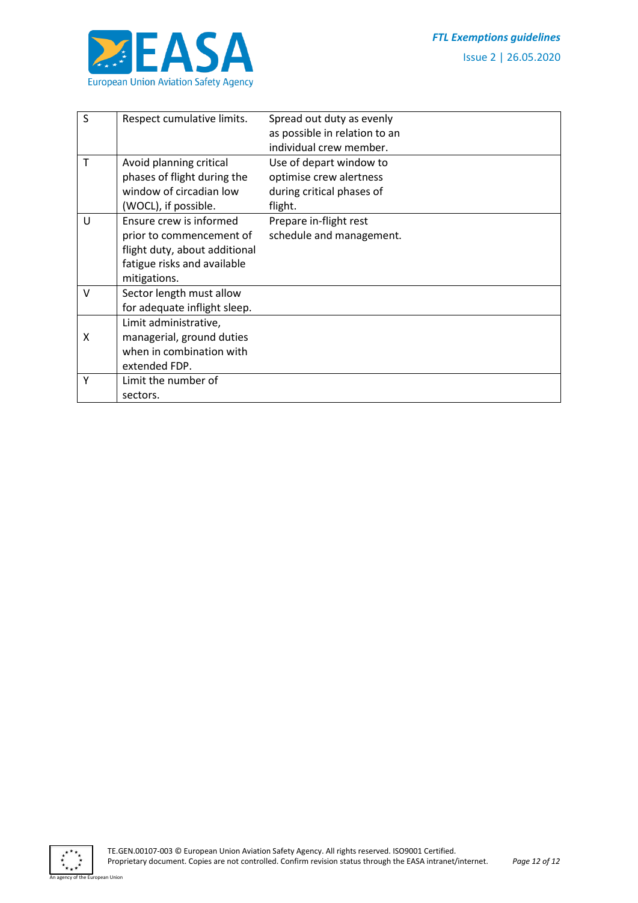| | | |
|---|---|---|
| S | Respect cumulative limits. | Spread out duty as evenly as possible in relation to an individual crew member. |
| T | Avoid planning critical phases of flight during the window of circadian low (WOCL), if possible. | Use of depart window to optimise crew alertness during critical phases of flight. |
| U | Ensure crew is informed prior to commencement of flight duty, about additional fatigue risks and available mitigations. | Prepare in-flight rest schedule and management. |
| V | Sector length must allow for adequate inflight sleep. | |
| X | Limit administrative, managerial, ground duties when in combination with extended FDP. | |
| Y | Limit the number of sectors. | |